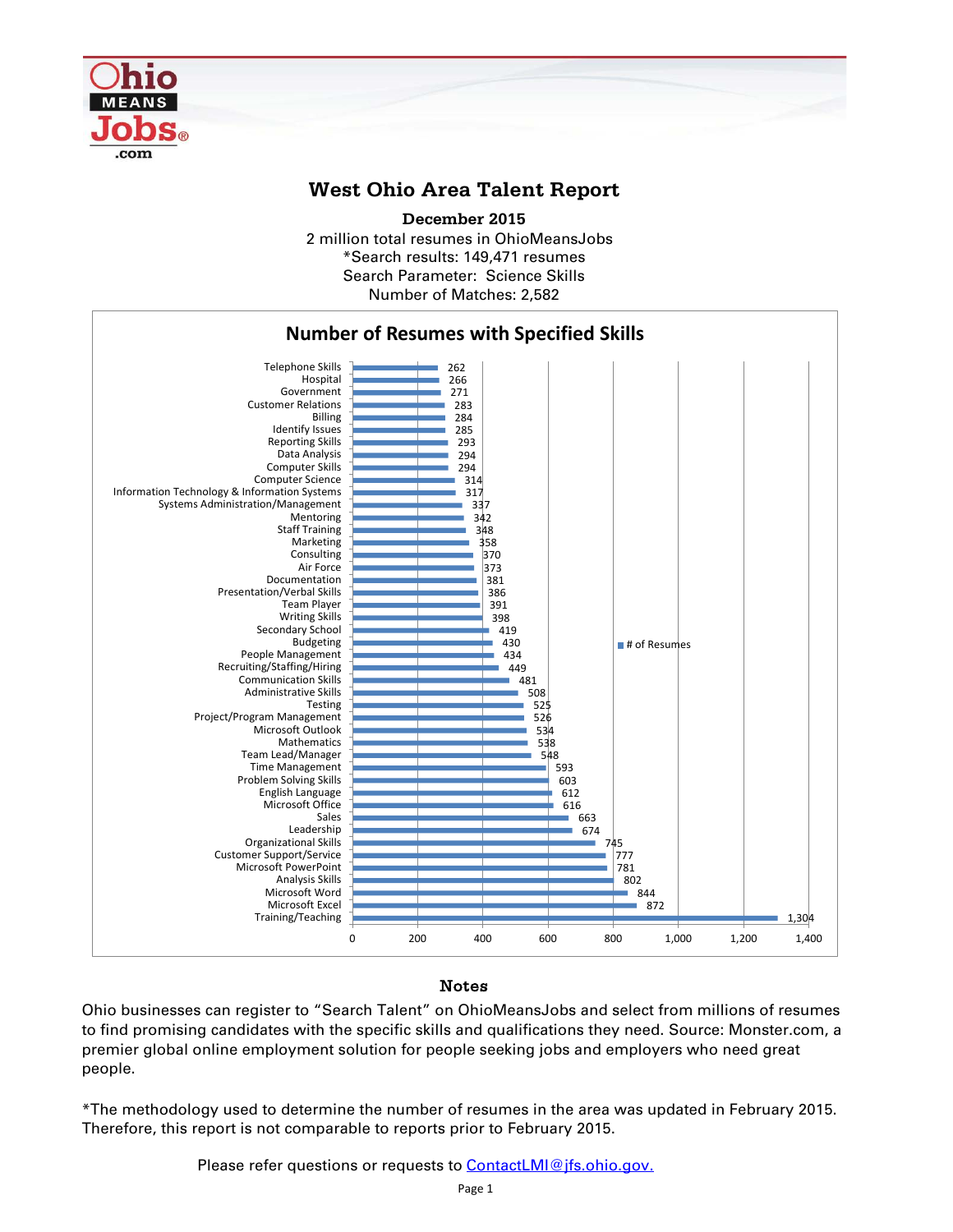# West Ohio Area Talent Report

**December 2015**

2 million total resumes in OhioMeansJobs
*Search results: 149,471 resumes
Search Parameter: Science Skills
Number of Matches: 2,582

## Number of Resumes with Specified Skills

| Skill | # of Resumes |
| --- | --- |
| Telephone Skills | 262 |
| Hospital | 266 |
| Government | 271 |
| Customer Relations | 283 |
| Billing | 284 |
| Identify Issues | 285 |
| Reporting Skills | 293 |
| Data Analysis | 294 |
| Computer Skills | 294 |
| Computer Science | 314 |
| Information Technology & Information Systems | 317 |
| Systems Administration/Management | 337 |
| Mentoring | 342 |
| Staff Training | 348 |
| Marketing | 358 |
| Consulting | 370 |
| Air Force | 373 |
| Documentation | 381 |
| Presentation/Verbal Skills | 386 |
| Team Player | 391 |
| Writing Skills | 398 |
| Secondary School | 419 |
| Budgeting | 430 |
| People Management | 434 |
| Recruiting/Staffing/Hiring | 449 |
| Communication Skills | 481 |
| Administrative Skills | 508 |
| Testing | 525 |
| Project/Program Management | 526 |
| Microsoft Outlook | 534 |
| Mathematics | 538 |
| Team Lead/Manager | 548 |
| Time Management | 593 |
| Problem Solving Skills | 603 |
| English Language | 612 |
| Microsoft Office | 616 |
| Sales | 663 |
| Leadership | 674 |
| Organizational Skills | 745 |
| Customer Support/Service | 777 |
| Microsoft PowerPoint | 781 |
| Analysis Skills | 802 |
| Microsoft Word | 844 |
| Microsoft Excel | 872 |
| Training/Teaching | 1,304 |

## Notes

Ohio businesses can register to "Search Talent" on OhioMeansJobs and select from millions of resumes to find promising candidates with the specific skills and qualifications they need. Source: Monster.com, a premier global online employment solution for people seeking jobs and employers who need great people.

*The methodology used to determine the number of resumes in the area was updated in February 2015. Therefore, this report is not comparable to reports prior to February 2015.

Please refer questions or requests to ContactLMI@jfs.ohio.gov.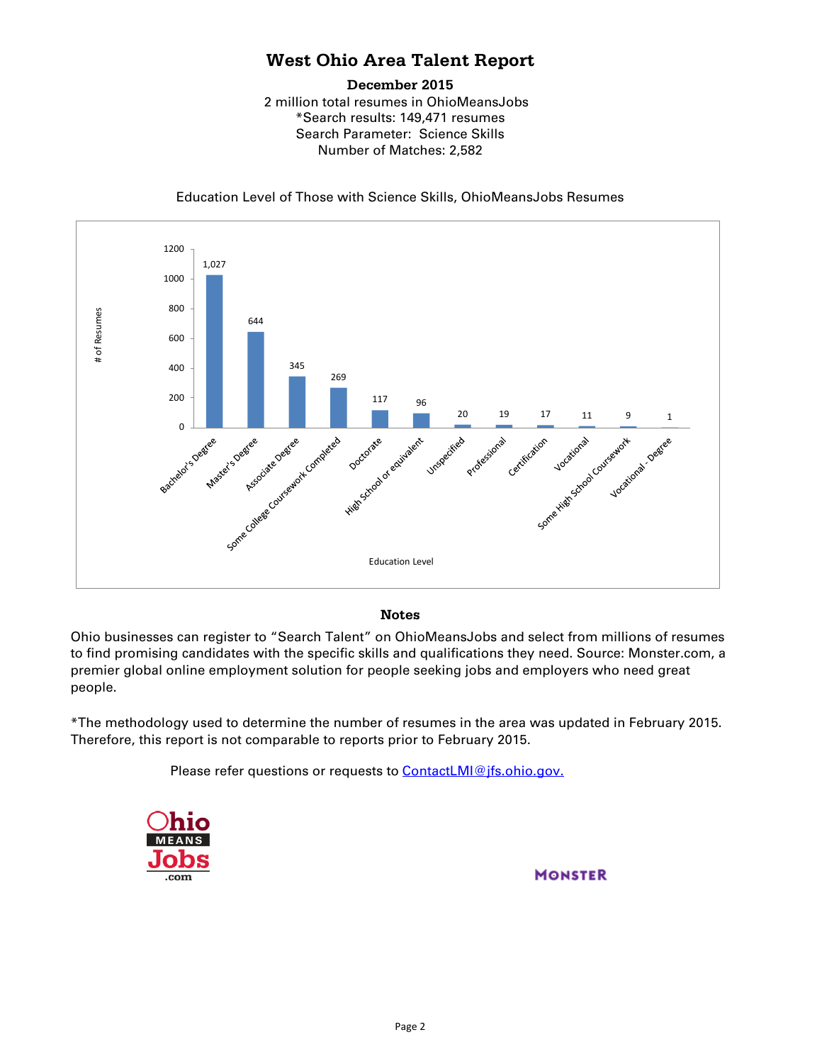# West Ohio Area Talent Report

**December 2015**

2 million total resumes in OhioMeansJobs
*Search results: 149,471 resumes
Search Parameter: Science Skills
Number of Matches: 2,582

Education Level of Those with Science Skills, OhioMeansJobs Resumes

\# of Resumes

1200
1000
800
600
400
200
0

1,027
644
345
269
117
96
20
19
17
11
9
1

Bachelor's Degree
Master's Degree
Associate Degree
Some College Coursework Completed
Doctorate
High School or equivalent
Unspecified
Professional
Certification
Vocational
Some High School Coursework
Vocational - Degree

Education Level

## Notes

Ohio businesses can register to "Search Talent" on OhioMeansJobs and select from millions of resumes to find promising candidates with the specific skills and qualifications they need. Source: Monster.com, a premier global online employment solution for people seeking jobs and employers who need great people.

*The methodology used to determine the number of resumes in the area was updated in February 2015. Therefore, this report is not comparable to reports prior to February 2015.

Please refer questions or requests to ContactLMI@jfs.ohio.gov.

Ohio MEANS Jobs .com

MONSTER